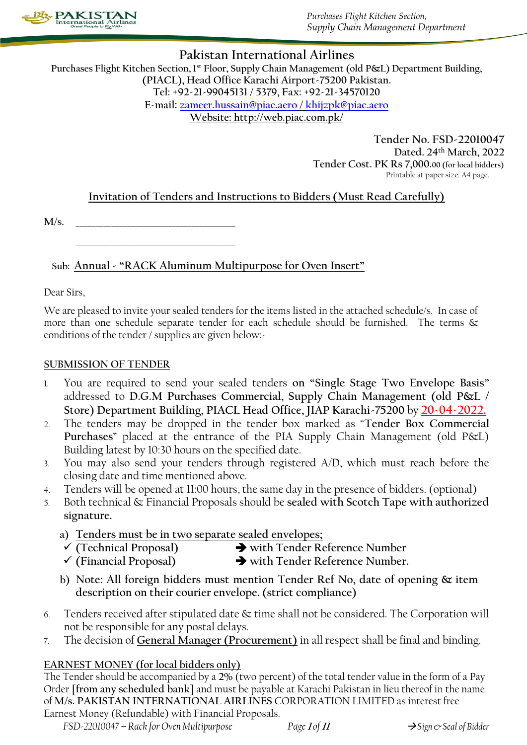# Pakistan International Airlines

Purchases Flight Kitchen Section, 1st Floor, Supply Chain Management (old P&L) Department Building, (PIACL), Head Office Karachi Airport-75200 Pakistan.
Tel: +92-21-99045131 / 5379, Fax: +92-21-34570120
E-mail: zameer.hussain@piac.aero / khijzpk@piac.aero
Website: http://web.piac.com.pk/

Tender No. FSD-22010047
Dated. 24th March, 2022
Tender Cost. PK Rs 7,000.00 (for local bidders)
Printable at paper size: A4 page.

## Invitation of Tenders and Instructions to Bidders (Must Read Carefully)

M/s. ______________________________

______________________________

Sub: Annual - "RACK Aluminum Multipurpose for Oven Insert"

Dear Sirs,

We are pleased to invite your sealed tenders for the items listed in the attached schedule/s. In case of more than one schedule separate tender for each schedule should be furnished. The terms & conditions of the tender / supplies are given below:-

### SUBMISSION OF TENDER

1. You are required to send your sealed tenders **on "Single Stage Two Envelope Basis"** addressed to **D.G.M Purchases Commercial, Supply Chain Management (old P&L / Store) Department Building, PIACL Head Office, JIAP Karachi-75200** by **20-04-2022.**
2. The tenders may be dropped in the tender box marked as "**Tender Box Commercial Purchases**" placed at the entrance of the PIA Supply Chain Management (old P&L) Building latest by 10:30 hours on the specified date.
3. You may also send your tenders through registered A/D, which must reach before the closing date and time mentioned above.
4. Tenders will be opened at 11:00 hours, the same day in the presence of bidders. (optional)
5. Both technical & Financial Proposals should be **sealed with Scotch Tape with authorized signature.**
   a) Tenders must be in two separate sealed envelopes;
      - ✓ (Technical Proposal) ➔ with Tender Reference Number
      - ✓ (Financial Proposal) ➔ with Tender Reference Number.
   
   b) **Note: All foreign bidders must mention Tender Ref No, date of opening & item description on their courier envelope. (strict compliance)**
6. Tenders received after stipulated date & time shall not be considered. The Corporation will not be responsible for any postal delays.
7. The decision of General Manager (Procurement) in all respect shall be final and binding.

### EARNEST MONEY (for local bidders only)

The Tender should be accompanied by a **2%** (two percent) of the total tender value in the form of a Pay Order **[from any scheduled bank]** and must be payable at Karachi Pakistan in lieu thereof in the name of **M/s. PAKISTAN INTERNATIONAL AIRLINES** CORPORATION LIMITED as interest free Earnest Money (Refundable) with Financial Proposals.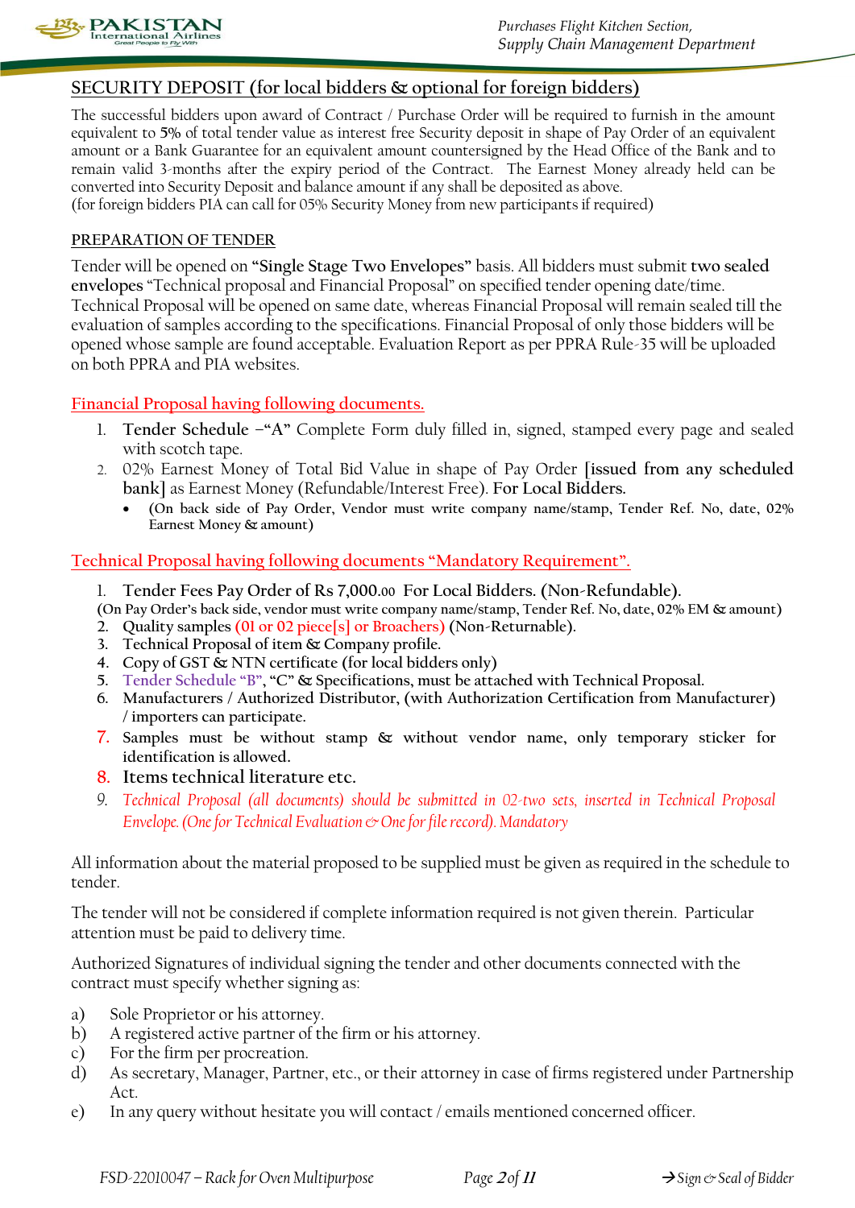## SECURITY DEPOSIT (for local bidders & optional for foreign bidders)

The successful bidders upon award of Contract / Purchase Order will be required to furnish in the amount equivalent to **5%** of total tender value as interest free Security deposit in shape of Pay Order of an equivalent amount or a Bank Guarantee for an equivalent amount countersigned by the Head Office of the Bank and to remain valid 3-months after the expiry period of the Contract. The Earnest Money already held can be converted into Security Deposit and balance amount if any shall be deposited as above.
(for foreign bidders PIA can call for 05% Security Money from new participants if required)

### PREPARATION OF TENDER

Tender will be opened on **"Single Stage Two Envelopes"** basis. All bidders must submit **two sealed envelopes** "Technical proposal and Financial Proposal" on specified tender opening date/time. Technical Proposal will be opened on same date, whereas Financial Proposal will remain sealed till the evaluation of samples according to the specifications. Financial Proposal of only those bidders will be opened whose sample are found acceptable. Evaluation Report as per PPRA Rule-35 will be uploaded on both PPRA and PIA websites.

### Financial Proposal having following documents.

1. **Tender Schedule –"A"** Complete Form duly filled in, signed, stamped every page and sealed with scotch tape.
2. 02% Earnest Money of Total Bid Value in shape of Pay Order **[issued from any scheduled bank]** as Earnest Money (Refundable/Interest Free). **For Local Bidders.**
   - **(On back side of Pay Order, Vendor must write company name/stamp, Tender Ref. No, date, 02% Earnest Money & amount)**

### Technical Proposal having following documents "Mandatory Requirement".

1. **Tender Fees Pay Order of Rs 7,000.00 For Local Bidders. (Non-Refundable).**
**(On Pay Order's back side, vendor must write company name/stamp, Tender Ref. No, date, 02% EM & amount)**
2. **Quality samples (01 or 02 piece[s] or Broachers) (Non-Returnable).**
3. **Technical Proposal of item & Company profile.**
4. **Copy of GST & NTN certificate (for local bidders only)**
5. **Tender Schedule "B", "C" & Specifications, must be attached with Technical Proposal.**
6. **Manufacturers / Authorized Distributor, (with Authorization Certification from Manufacturer) / importers can participate.**
7. **Samples must be without stamp & without vendor name, only temporary sticker for identification is allowed.**
8. **Items technical literature etc.**
9. *Technical Proposal (all documents) should be submitted in 02-two sets, inserted in Technical Proposal Envelope. (One for Technical Evaluation & One for file record). Mandatory*

All information about the material proposed to be supplied must be given as required in the schedule to tender.

The tender will not be considered if complete information required is not given therein. Particular attention must be paid to delivery time.

Authorized Signatures of individual signing the tender and other documents connected with the contract must specify whether signing as:

a) Sole Proprietor or his attorney.
b) A registered active partner of the firm or his attorney.
c) For the firm per procreation.
d) As secretary, Manager, Partner, etc., or their attorney in case of firms registered under Partnership Act.
e) In any query without hesitate you will contact / emails mentioned concerned officer.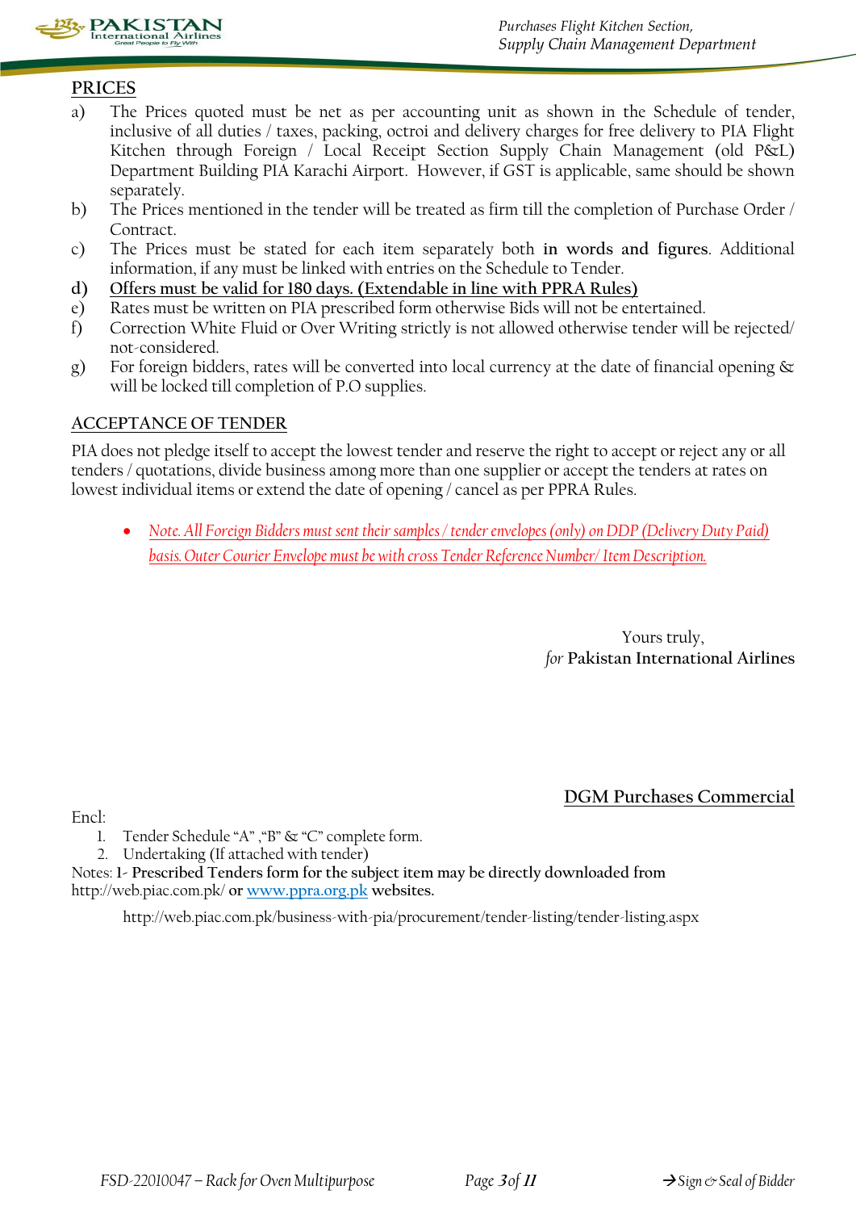## PRICES

a) The Prices quoted must be net as per accounting unit as shown in the Schedule of tender, inclusive of all duties / taxes, packing, octroi and delivery charges for free delivery to PIA Flight Kitchen through Foreign / Local Receipt Section Supply Chain Management (old P&L) Department Building PIA Karachi Airport. However, if GST is applicable, same should be shown separately.

b) The Prices mentioned in the tender will be treated as firm till the completion of Purchase Order / Contract.

c) The Prices must be stated for each item separately both **in words and figures**. Additional information, if any must be linked with entries on the Schedule to Tender.

**d) Offers must be valid for 180 days. (Extendable in line with PPRA Rules)**

e) Rates must be written on PIA prescribed form otherwise Bids will not be entertained.

f) Correction White Fluid or Over Writing strictly is not allowed otherwise tender will be rejected/ not-considered.

g) For foreign bidders, rates will be converted into local currency at the date of financial opening & will be locked till completion of P.O supplies.

## ACCEPTANCE OF TENDER

PIA does not pledge itself to accept the lowest tender and reserve the right to accept or reject any or all tenders / quotations, divide business among more than one supplier or accept the tenders at rates on lowest individual items or extend the date of opening / cancel as per PPRA Rules.

- *Note. All Foreign Bidders must sent their samples / tender envelopes (only) on DDP (Delivery Duty Paid) basis. Outer Courier Envelope must be with cross Tender Reference Number/ Item Description.*

Yours truly,
*for* **Pakistan International Airlines**

**DGM Purchases Commercial**

Encl:

1. Tender Schedule "A" ,"B" & "C" complete form.
2. Undertaking (If attached with tender)

Notes: **1- Prescribed Tenders form for the subject item may be directly downloaded from** http://web.piac.com.pk/ **or** www.ppra.org.pk **websites.**

http://web.piac.com.pk/business-with-pia/procurement/tender-listing/tender-listing.aspx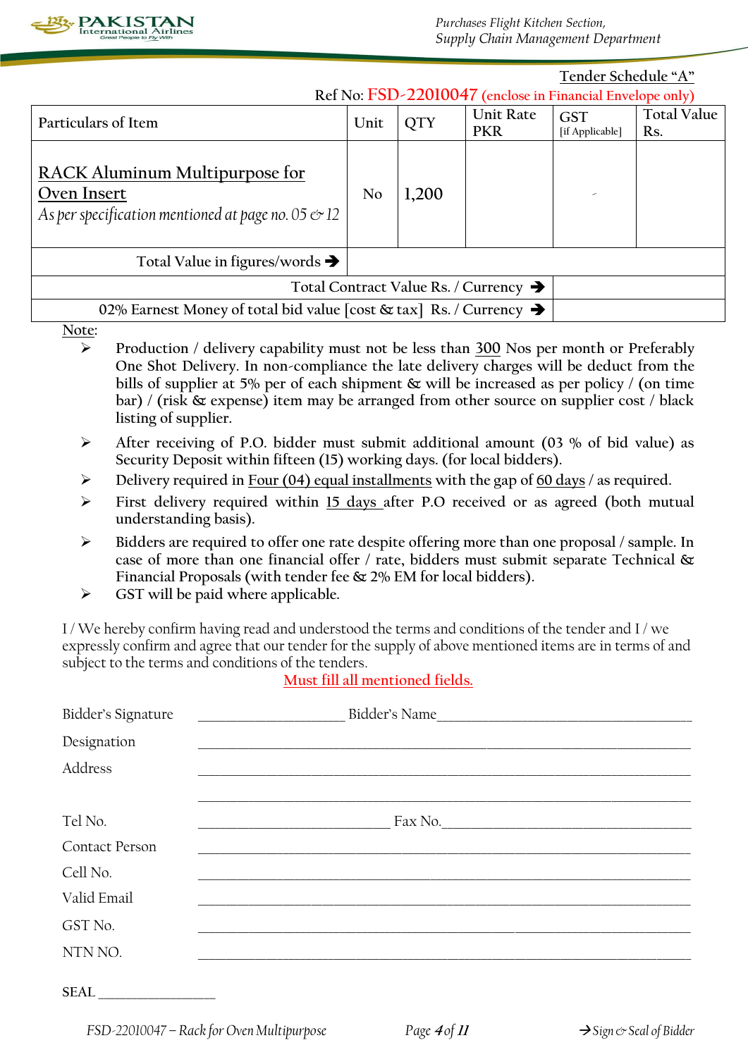Purchases Flight Kitchen Section,
Supply Chain Management Department

Tender Schedule "A"

Ref No: FSD-22010047 (enclose in Financial Envelope only)

| Particulars of Item | Unit | QTY | Unit Rate PKR | GST [if Applicable] | Total Value Rs. |
|---|---|---|---|---|---|
| RACK Aluminum Multipurpose for Oven Insert<br>*As per specification mentioned at page no. 05 & 12* | No | 1,200 | | - | |
| Total Value in figures/words ➔ | | | | | |
| Total Contract Value Rs. / Currency ➔ | | | | | |
| 02% Earnest Money of total bid value [cost & tax] Rs. / Currency ➔ | | | | | |

Note:

- Production / delivery capability must not be less than 300 Nos per month or Preferably One Shot Delivery. In non-compliance the late delivery charges will be deduct from the bills of supplier at 5% per of each shipment & will be increased as per policy / (on time bar) / (risk & expense) item may be arranged from other source on supplier cost / black listing of supplier.
- After receiving of P.O. bidder must submit additional amount (03 % of bid value) as Security Deposit within fifteen (15) working days. (for local bidders).
- Delivery required in Four (04) equal installments with the gap of 60 days / as required.
- First delivery required within 15 days after P.O received or as agreed (both mutual understanding basis).
- Bidders are required to offer one rate despite offering more than one proposal / sample. In case of more than one financial offer / rate, bidders must submit separate Technical & Financial Proposals (with tender fee & 2% EM for local bidders).
- GST will be paid where applicable.

I / We hereby confirm having read and understood the terms and conditions of the tender and I / we expressly confirm and agree that our tender for the supply of above mentioned items are in terms of and subject to the terms and conditions of the tenders.

Must fill all mentioned fields.

Bidder's Signature ____________________ Bidder's Name ____________________________________

Designation ______________________________________________________________

Address ______________________________________________________________

______________________________________________________________

Tel No. __________________________ Fax No. ____________________________________

Contact Person ______________________________________________________________

Cell No. ______________________________________________________________

Valid Email ______________________________________________________________

GST No. ______________________________________________________________

NTN NO. ______________________________________________________________

SEAL ________________

→Sign & Seal of Bidder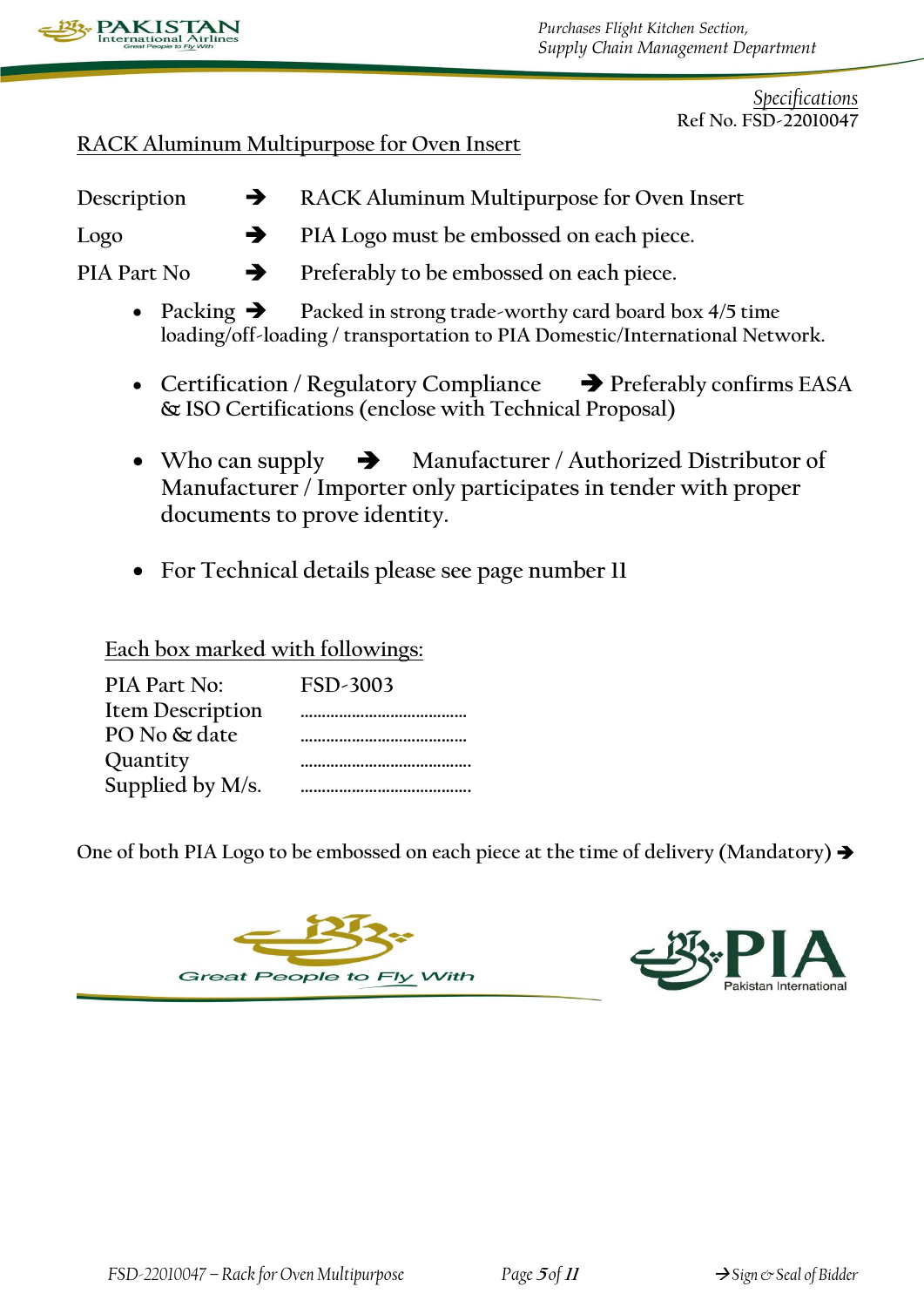Specifications
Ref No. FSD-22010047

## RACK Aluminum Multipurpose for Oven Insert

Description ➔ RACK Aluminum Multipurpose for Oven Insert

Logo ➔ PIA Logo must be embossed on each piece.

PIA Part No ➔ Preferably to be embossed on each piece.

- Packing ➔ Packed in strong trade-worthy card board box 4/5 time loading/off-loading / transportation to PIA Domestic/International Network.

- Certification / Regulatory Compliance ➔ Preferably confirms EASA & ISO Certifications (enclose with Technical Proposal)

- Who can supply ➔ Manufacturer / Authorized Distributor of Manufacturer / Importer only participates in tender with proper documents to prove identity.

- For Technical details please see page number 11

### Each box marked with followings:

PIA Part No: FSD-3003
Item Description ......................................
PO No & date ......................................
Quantity ......................................
Supplied by M/s. ......................................

One of both PIA Logo to be embossed on each piece at the time of delivery (Mandatory) ➔

Great People to Fly With

PIA Pakistan International

FSD-22010047 – Rack for Oven Multipurpose ➔ Sign & Seal of Bidder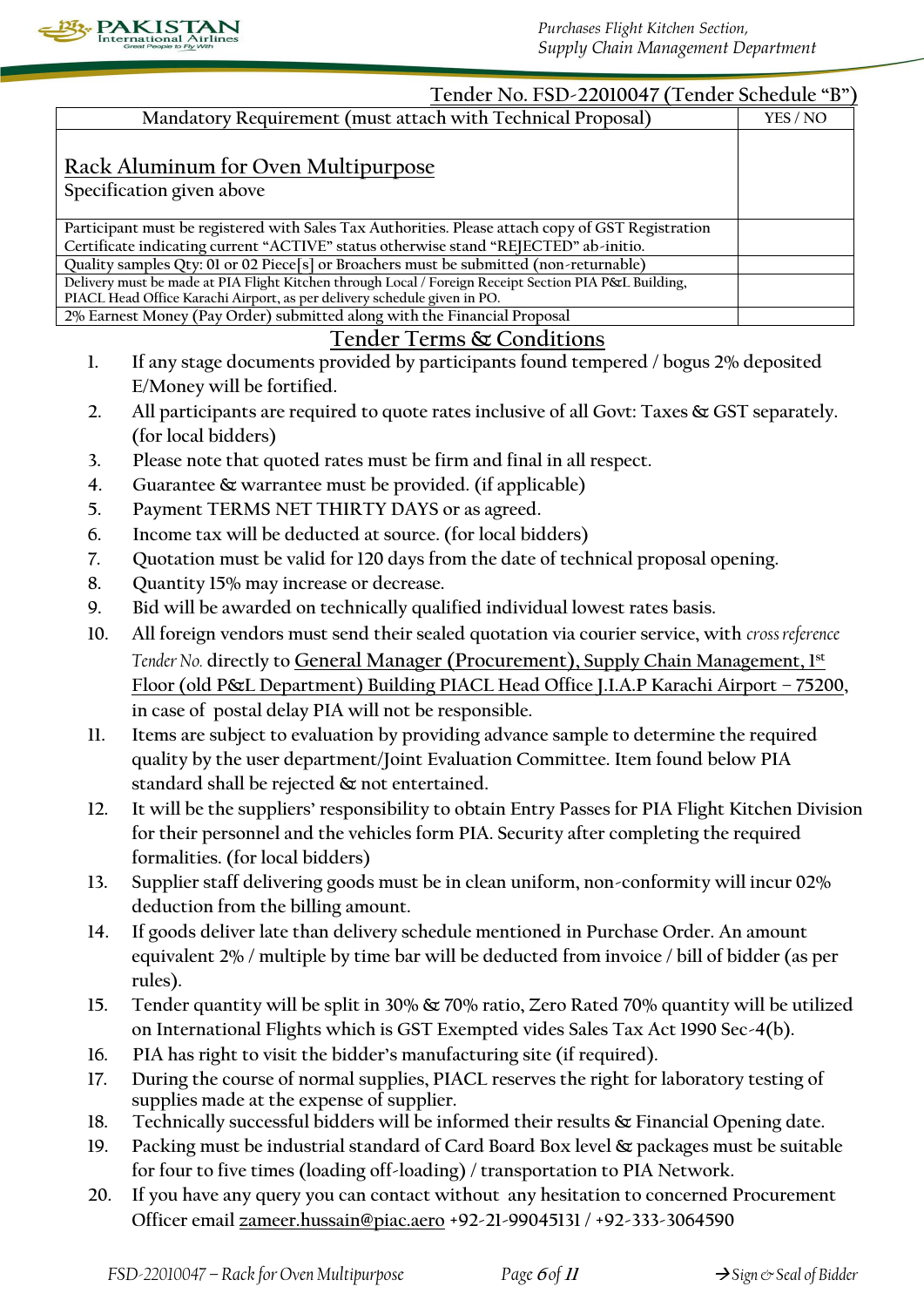Tender No. FSD-22010047 (Tender Schedule "B")

| Mandatory Requirement (must attach with Technical Proposal) | YES / NO |
|---|---|
| **Rack Aluminum for Oven Multipurpose**<br>Specification given above | |
| Participant must be registered with Sales Tax Authorities. Please attach copy of GST Registration Certificate indicating current "ACTIVE" status otherwise stand "REJECTED" ab-initio. | |
| Quality samples Qty: 01 or 02 Piece[s] or Broachers must be submitted (non-returnable) | |
| Delivery must be made at PIA Flight Kitchen through Local / Foreign Receipt Section PIA P&L Building, PIACL Head Office Karachi Airport, as per delivery schedule given in PO. | |
| 2% Earnest Money (Pay Order) submitted along with the Financial Proposal | |

## Tender Terms & Conditions

1. If any stage documents provided by participants found tempered / bogus 2% deposited E/Money will be fortified.
2. All participants are required to quote rates inclusive of all Govt: Taxes & GST separately. (for local bidders)
3. Please note that quoted rates must be firm and final in all respect.
4. Guarantee & warrantee must be provided. (if applicable)
5. Payment TERMS NET THIRTY DAYS or as agreed.
6. Income tax will be deducted at source. (for local bidders)
7. Quotation must be valid for 120 days from the date of technical proposal opening.
8. Quantity 15% may increase or decrease.
9. Bid will be awarded on technically qualified individual lowest rates basis.
10. All foreign vendors must send their sealed quotation via courier service, with *cross reference Tender No.* directly to General Manager (Procurement), Supply Chain Management, 1st Floor (old P&L Department) Building PIACL Head Office J.I.A.P Karachi Airport – 75200, in case of postal delay PIA will not be responsible.
11. Items are subject to evaluation by providing advance sample to determine the required quality by the user department/Joint Evaluation Committee. Item found below PIA standard shall be rejected & not entertained.
12. It will be the suppliers' responsibility to obtain Entry Passes for PIA Flight Kitchen Division for their personnel and the vehicles form PIA. Security after completing the required formalities. (for local bidders)
13. Supplier staff delivering goods must be in clean uniform, non-conformity will incur 02% deduction from the billing amount.
14. If goods deliver late than delivery schedule mentioned in Purchase Order. An amount equivalent 2% / multiple by time bar will be deducted from invoice / bill of bidder (as per rules).
15. Tender quantity will be split in 30% & 70% ratio, Zero Rated 70% quantity will be utilized on International Flights which is GST Exempted vides Sales Tax Act 1990 Sec-4(b).
16. PIA has right to visit the bidder's manufacturing site (if required).
17. During the course of normal supplies, PIACL reserves the right for laboratory testing of supplies made at the expense of supplier.
18. Technically successful bidders will be informed their results & Financial Opening date.
19. Packing must be industrial standard of Card Board Box level & packages must be suitable for four to five times (loading off-loading) / transportation to PIA Network.
20. If you have any query you can contact without any hesitation to concerned Procurement Officer email zameer.hussain@piac.aero +92-21-99045131 / +92-333-3064590

*→ Sign & Seal of Bidder*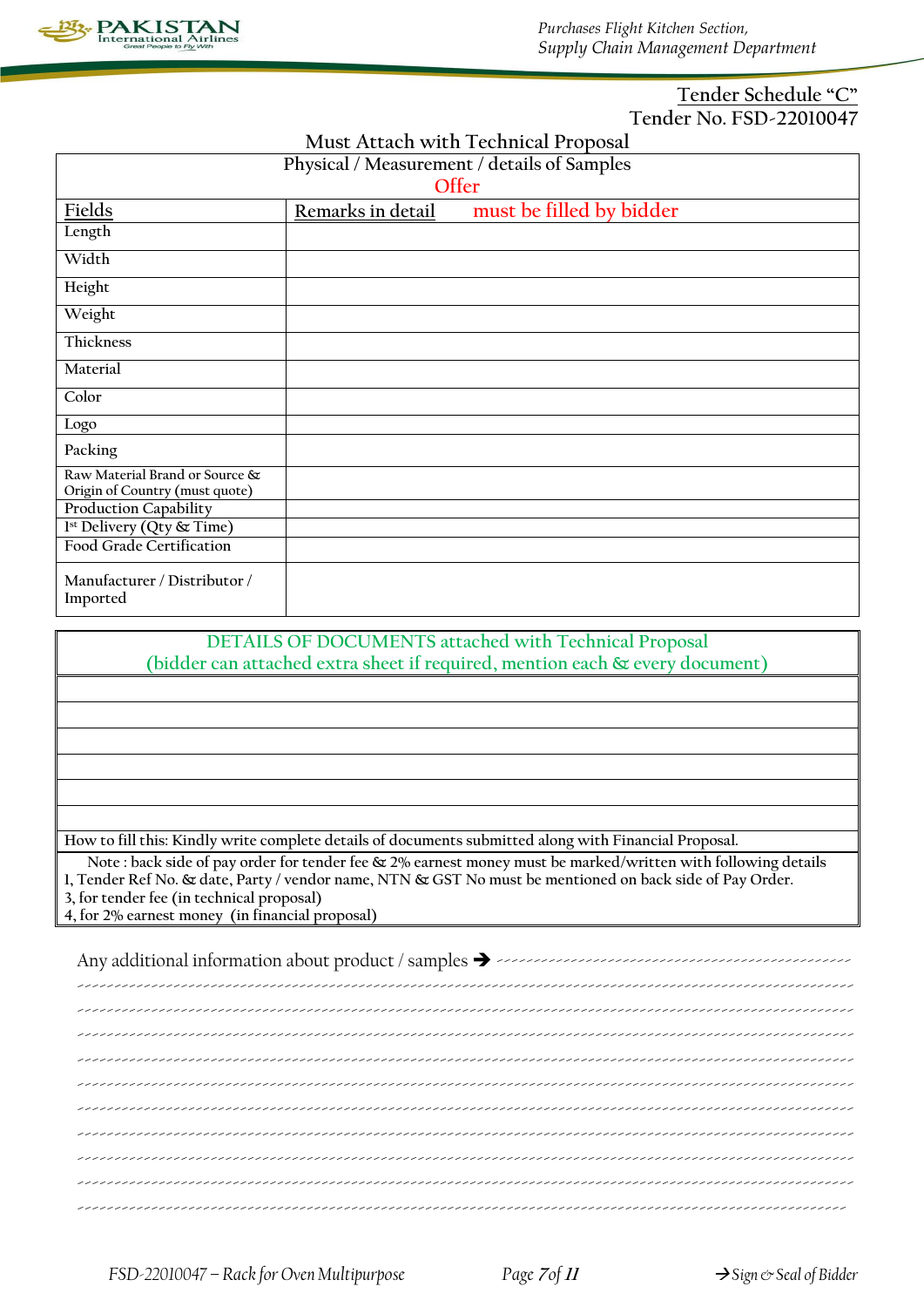Tender Schedule "C"

Tender No. FSD-22010047

## Must Attach with Technical Proposal

| Physical / Measurement / details of Samples Offer | |
|---|---|
| Fields | Remarks in detail must be filled by bidder |
| Length | |
| Width | |
| Height | |
| Weight | |
| Thickness | |
| Material | |
| Color | |
| Logo | |
| Packing | |
| Raw Material Brand or Source & Origin of Country (must quote) | |
| Production Capability | |
| 1st Delivery (Qty & Time) | |
| Food Grade Certification | |
| Manufacturer / Distributor / Imported | |

| DETAILS OF DOCUMENTS attached with Technical Proposal (bidder can attached extra sheet if required, mention each & every document) |
|---|
| |
| |
| |
| |
| |
| |
| How to fill this: Kindly write complete details of documents submitted along with Financial Proposal. |
| Note : back side of pay order for tender fee & 2% earnest money must be marked/written with following details<br>1, Tender Ref No. & date, Party / vendor name, NTN & GST No must be mentioned on back side of Pay Order.<br>3, for tender fee (in technical proposal)<br>4, for 2% earnest money (in financial proposal) |

Any additional information about product / samples ➔ ------------------------------------------------

------------------------------------------------------------------------------------------------

------------------------------------------------------------------------------------------------

------------------------------------------------------------------------------------------------

------------------------------------------------------------------------------------------------

------------------------------------------------------------------------------------------------

------------------------------------------------------------------------------------------------

------------------------------------------------------------------------------------------------

------------------------------------------------------------------------------------------------

------------------------------------------------------------------------------------------------

------------------------------------------------------------------------------------------------

→Sign & Seal of Bidder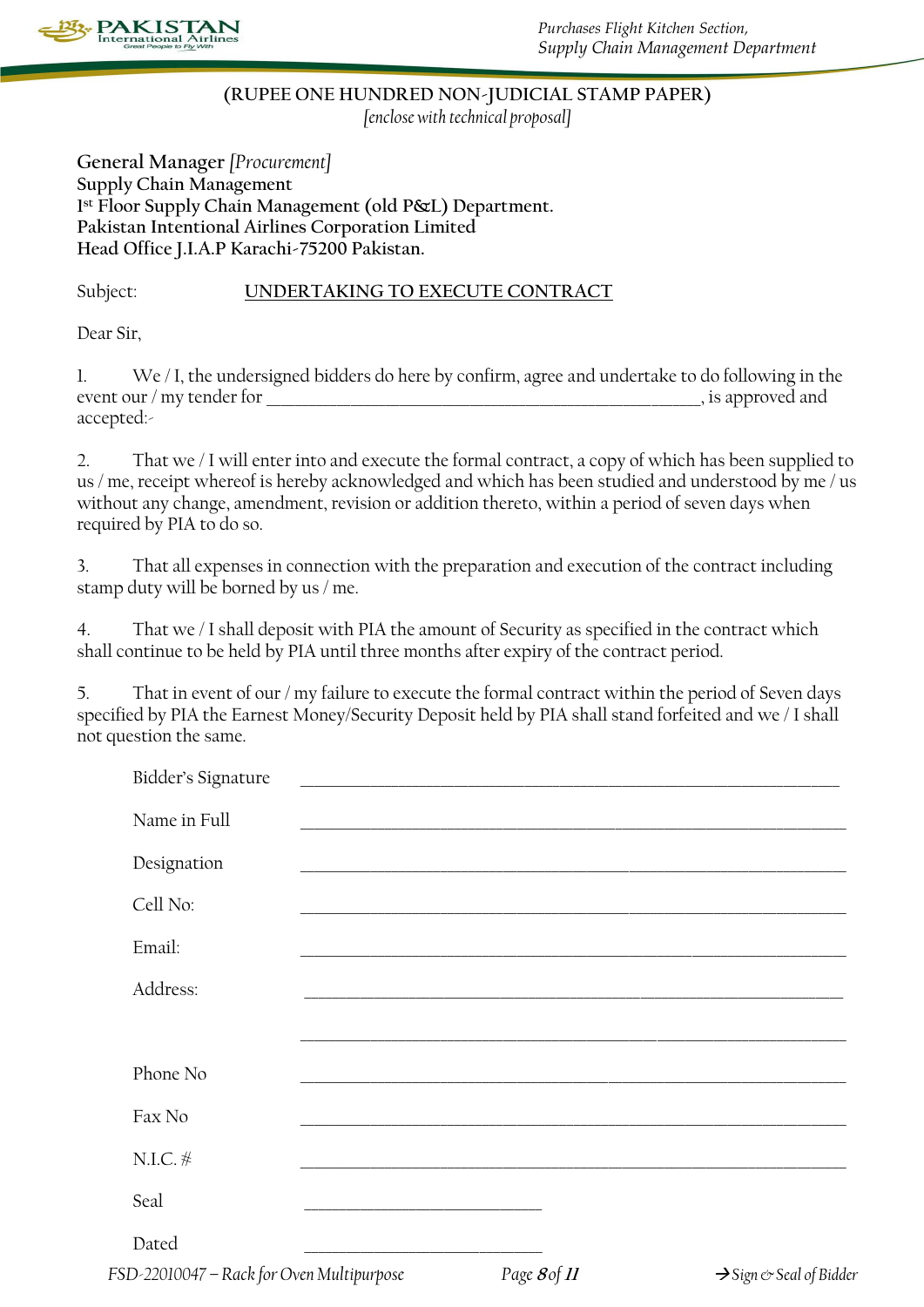**(RUPEE ONE HUNDRED NON-JUDICIAL STAMP PAPER)**

*[enclose with technical proposal]*

**General Manager** *[Procurement]*
**Supply Chain Management**
**1st Floor Supply Chain Management (old P&L) Department.**
**Pakistan Intentional Airlines Corporation Limited**
**Head Office J.I.A.P Karachi-75200 Pakistan.**

Subject: <u>UNDERTAKING TO EXECUTE CONTRACT</u>

Dear Sir,

1. We / I, the undersigned bidders do here by confirm, agree and undertake to do following in the event our / my tender for ________________________________________________, is approved and accepted:-

2. That we / I will enter into and execute the formal contract, a copy of which has been supplied to us / me, receipt whereof is hereby acknowledged and which has been studied and understood by me / us without any change, amendment, revision or addition thereto, within a period of seven days when required by PIA to do so.

3. That all expenses in connection with the preparation and execution of the contract including stamp duty will be borned by us / me.

4. That we / I shall deposit with PIA the amount of Security as specified in the contract which shall continue to be held by PIA until three months after expiry of the contract period.

5. That in event of our / my failure to execute the formal contract within the period of Seven days specified by PIA the Earnest Money/Security Deposit held by PIA shall stand forfeited and we / I shall not question the same.

Bidder's Signature ________________________________________

Name in Full ________________________________________

Designation ________________________________________

Cell No: ________________________________________

Email: ________________________________________

Address: ________________________________________

________________________________________

Phone No ________________________________________

Fax No ________________________________________

N.I.C. # ________________________________________

Seal ____________________

Dated ____________________

FSD-22010047 – Rack for Oven Multipurpose

→ Sign & Seal of Bidder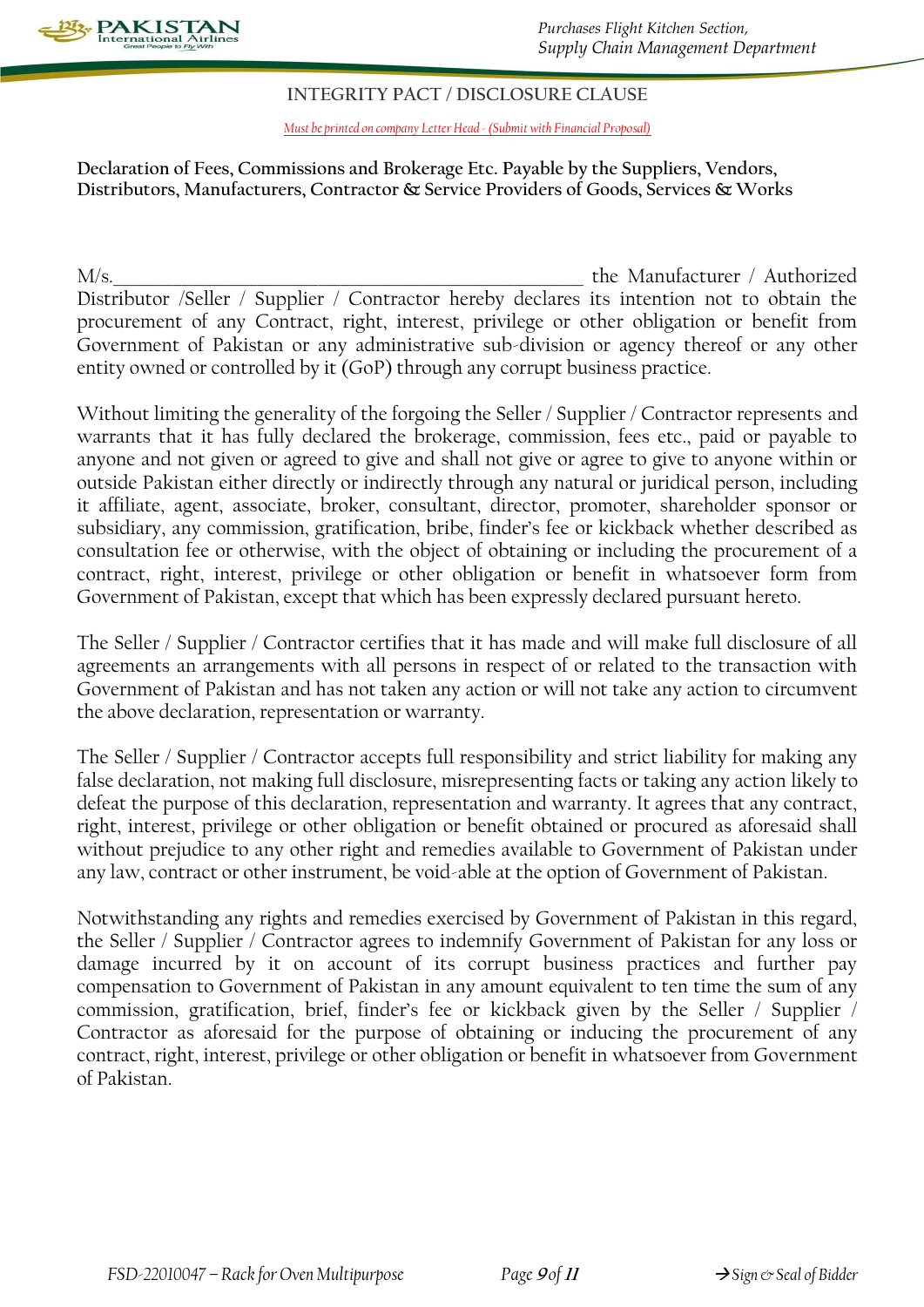# INTEGRITY PACT / DISCLOSURE CLAUSE

*Must be printed on company Letter Head - (Submit with Financial Proposal)*

**Declaration of Fees, Commissions and Brokerage Etc. Payable by the Suppliers, Vendors, Distributors, Manufacturers, Contractor & Service Providers of Goods, Services & Works**

M/s.\_\_\_\_\_\_\_\_\_\_\_\_\_\_\_\_\_\_\_\_\_\_\_\_\_\_\_\_\_\_\_\_\_\_\_\_\_\_\_\_\_\_\_\_\_\_\_\_ the Manufacturer / Authorized Distributor /Seller / Supplier / Contractor hereby declares its intention not to obtain the procurement of any Contract, right, interest, privilege or other obligation or benefit from Government of Pakistan or any administrative sub-division or agency thereof or any other entity owned or controlled by it (GoP) through any corrupt business practice.

Without limiting the generality of the forgoing the Seller / Supplier / Contractor represents and warrants that it has fully declared the brokerage, commission, fees etc., paid or payable to anyone and not given or agreed to give and shall not give or agree to give to anyone within or outside Pakistan either directly or indirectly through any natural or juridical person, including it affiliate, agent, associate, broker, consultant, director, promoter, shareholder sponsor or subsidiary, any commission, gratification, bribe, finder's fee or kickback whether described as consultation fee or otherwise, with the object of obtaining or including the procurement of a contract, right, interest, privilege or other obligation or benefit in whatsoever form from Government of Pakistan, except that which has been expressly declared pursuant hereto.

The Seller / Supplier / Contractor certifies that it has made and will make full disclosure of all agreements an arrangements with all persons in respect of or related to the transaction with Government of Pakistan and has not taken any action or will not take any action to circumvent the above declaration, representation or warranty.

The Seller / Supplier / Contractor accepts full responsibility and strict liability for making any false declaration, not making full disclosure, misrepresenting facts or taking any action likely to defeat the purpose of this declaration, representation and warranty. It agrees that any contract, right, interest, privilege or other obligation or benefit obtained or procured as aforesaid shall without prejudice to any other right and remedies available to Government of Pakistan under any law, contract or other instrument, be void-able at the option of Government of Pakistan.

Notwithstanding any rights and remedies exercised by Government of Pakistan in this regard, the Seller / Supplier / Contractor agrees to indemnify Government of Pakistan for any loss or damage incurred by it on account of its corrupt business practices and further pay compensation to Government of Pakistan in any amount equivalent to ten time the sum of any commission, gratification, brief, finder's fee or kickback given by the Seller / Supplier / Contractor as aforesaid for the purpose of obtaining or inducing the procurement of any contract, right, interest, privilege or other obligation or benefit in whatsoever from Government of Pakistan.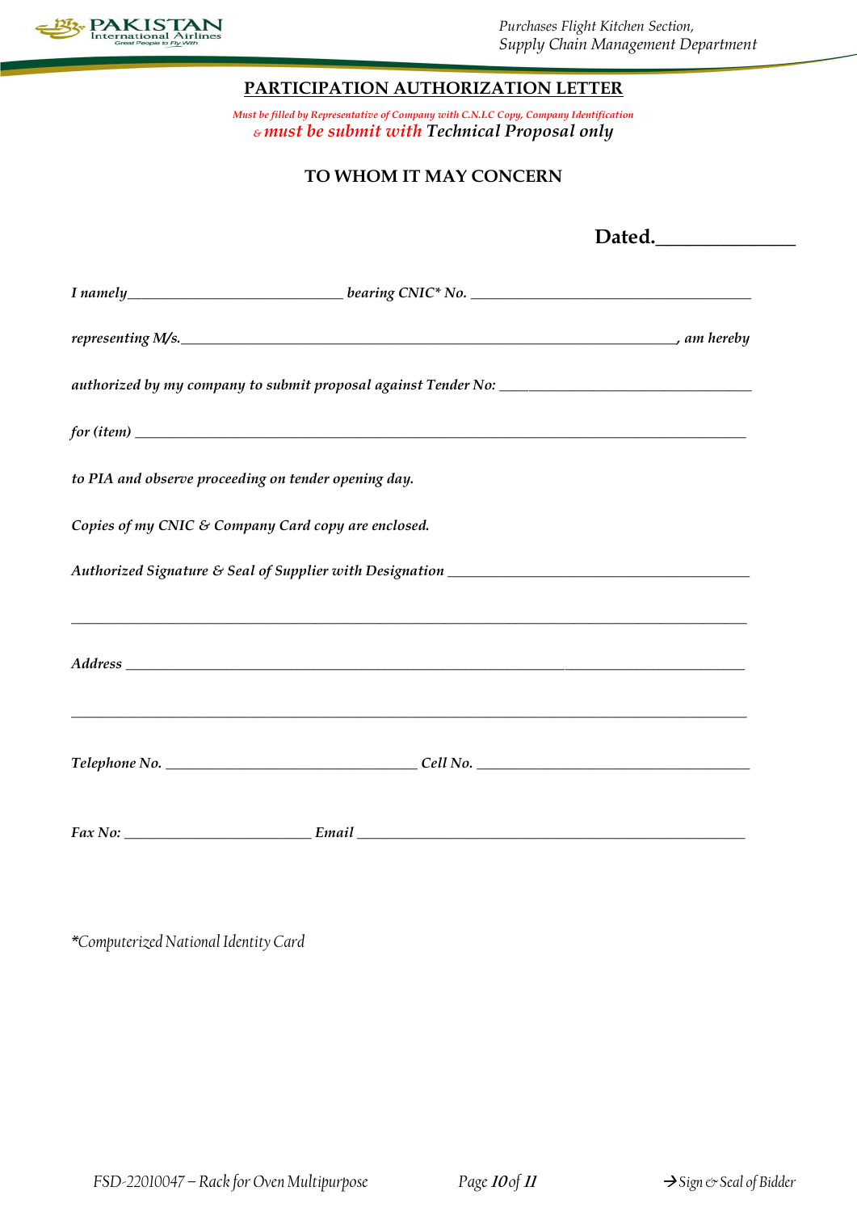## PARTICIPATION AUTHORIZATION LETTER

*Must be filled by Representative of Company with C.N.I.C Copy, Company Identification & must be submit with Technical Proposal only*

### TO WHOM IT MAY CONCERN

**Dated.______________**

*I namely____________________________ bearing CNIC* No. _____________________________________*

*representing M/s.________________________________________________________________, am hereby*

*authorized by my company to submit proposal against Tender No: ________________________________*

*for (item) ________________________________________________________________________________*

*to PIA and observe proceeding on tender opening day.*

*Copies of my CNIC & Company Card copy are enclosed.*

*Authorized Signature & Seal of Supplier with Designation ________________________________________*

_________________________________________________________________________________________

*Address ___________________________________________________________________________________*

_________________________________________________________________________________________

*Telephone No. _________________________________ Cell No. ____________________________________*

*Fax No: ________________________ Email ___________________________________________________*

*Computerized National Identity Card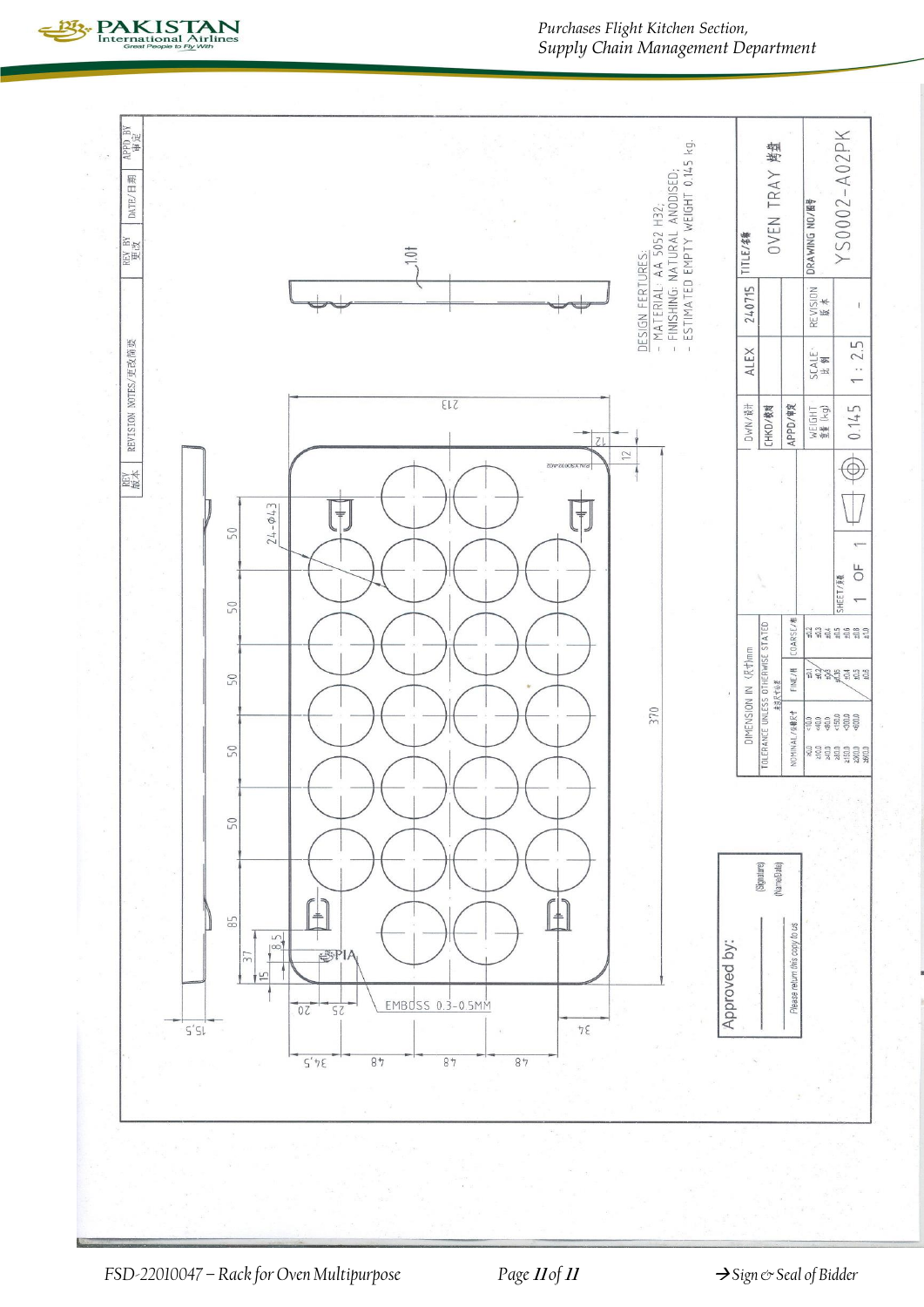DESIGN FERTURES:

- MATERIAL: AA 5052 H32;
- FINISHING: NATURAL ANODISED;
- ESTIMATED EMPTY WEIGHT 0.145 kg.

| | | | |
|---|---|---|---|
| DWN/设计 | ALEX | 240715 | TITLE/名称 |
| CHKD/校对 | | | OVEN TRAY 烤盘 |
| APPD/审定 | | | |
| WEIGHT 重量(kg) | SCALE 比例 | REVISION 版本 | DRAWING NO/图号 |
| 0.145 | 1 : 2.5 | - | YS0002-A02PK |

SHEET/页数: 1 OF 1

DIMENSION IN: (尺寸)mm

TOLERANCE UNLESS OTHERWISE STATED

| NOMINAL | FINE | COARSE |
|---|---|---|
| ≥0.0 <10.0 | ±0.1 | ±0.2 |
| ≥10.0 <40.0 | ±0.2 | ±0.3 |
| ≥40.0 <80.0 | ±0.3 | ±0.4 |
| ≥80.0 <150.0 | ±0.35 | ±0.5 |
| ≥150.0 <300.0 | ±0.4 | ±0.6 |
| ≥300.0 <600.0 | ±0.5 | ±0.8 |
| ≥600.0 | ±0.8 | ±1.0 |

REV 版本 | REVISION NOTES/更改简要 | REV BY 更改 | DATE/日期 | APPD BY 审定

24-Φ43

EMBOSS 0.3-0.5MM

PIA

Approved by:

(Signature)

(Name/Date)

Please return this copy to us